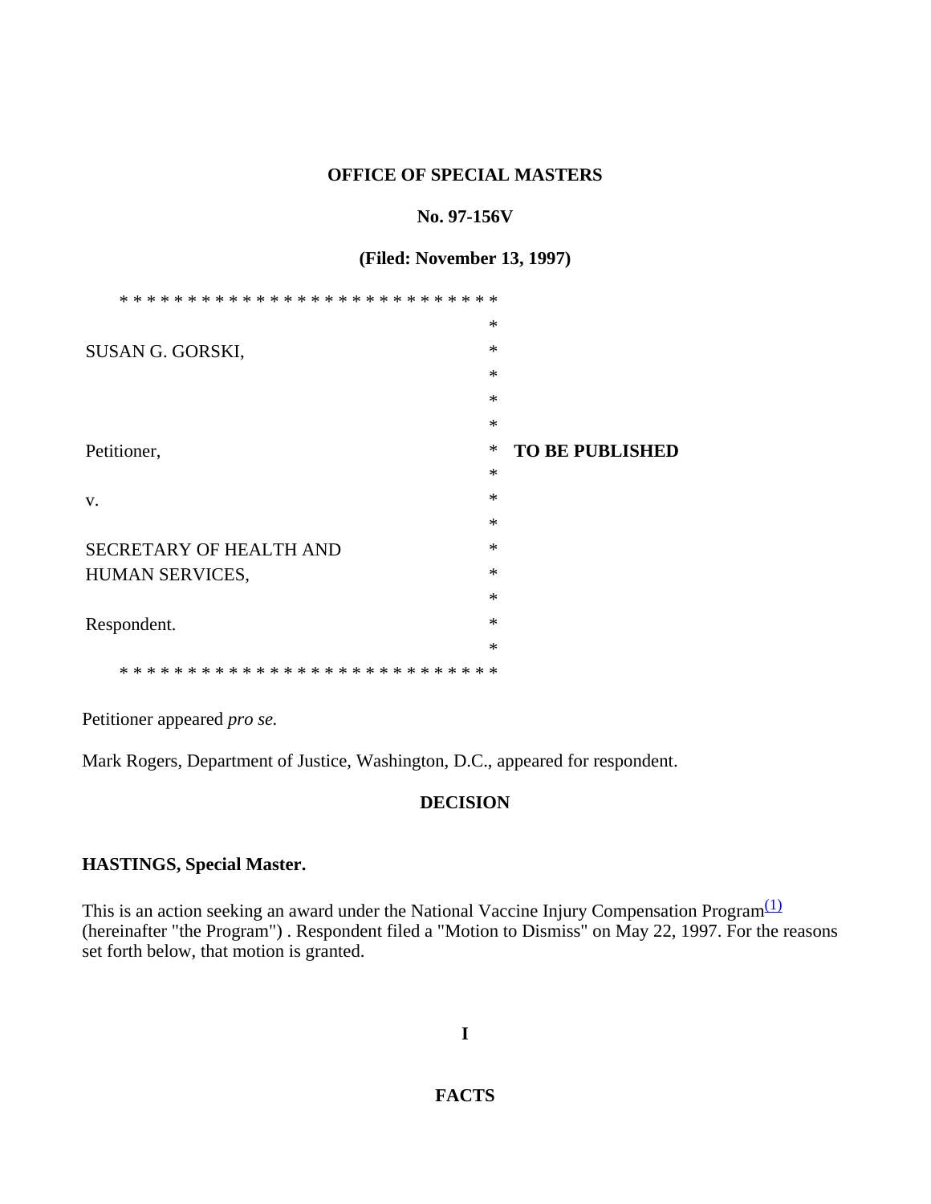**OFFICE OF SPECIAL MASTERS**

**No. 97-156V**

**(Filed: November 13, 1997)**

```
* * * * * * * * * * * * * * * * * * * * * * * * * * * *
                                        *
SUSAN G. GORSKI,                        *
                                        *
                                        *
                                        *
Petitioner,                             *  TO BE PUBLISHED
                                        *
v.                                      *
                                        *
SECRETARY OF HEALTH AND                 *
HUMAN SERVICES,                         *
                                        *
Respondent.                             *
                                        *
* * * * * * * * * * * * * * * * * * * * * * * * * * * *
```

Petitioner appeared *pro se.*

Mark Rogers, Department of Justice, Washington, D.C., appeared for respondent.

**DECISION**

**HASTINGS, Special Master.**

This is an action seeking an award under the National Vaccine Injury Compensation Program[(1)] (hereinafter "the Program") . Respondent filed a "Motion to Dismiss" on May 22, 1997. For the reasons set forth below, that motion is granted.

**I**

**FACTS**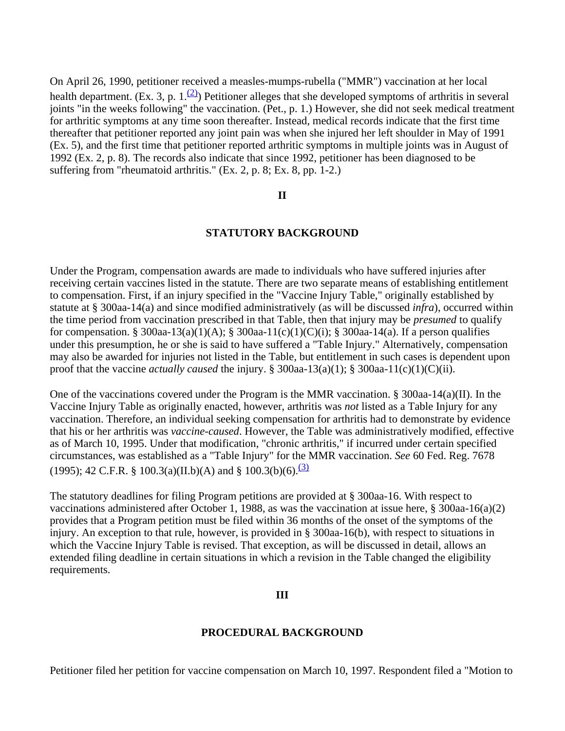On April 26, 1990, petitioner received a measles-mumps-rubella ("MMR") vaccination at her local health department. (Ex. 3, p. 1.[(2)]) Petitioner alleges that she developed symptoms of arthritis in several joints "in the weeks following" the vaccination. (Pet., p. 1.) However, she did not seek medical treatment for arthritic symptoms at any time soon thereafter. Instead, medical records indicate that the first time thereafter that petitioner reported any joint pain was when she injured her left shoulder in May of 1991 (Ex. 5), and the first time that petitioner reported arthritic symptoms in multiple joints was in August of 1992 (Ex. 2, p. 8). The records also indicate that since 1992, petitioner has been diagnosed to be suffering from "rheumatoid arthritis." (Ex. 2, p. 8; Ex. 8, pp. 1-2.)

**II**

**STATUTORY BACKGROUND**

Under the Program, compensation awards are made to individuals who have suffered injuries after receiving certain vaccines listed in the statute. There are two separate means of establishing entitlement to compensation. First, if an injury specified in the "Vaccine Injury Table," originally established by statute at § 300aa-14(a) and since modified administratively (as will be discussed *infra*), occurred within the time period from vaccination prescribed in that Table, then that injury may be *presumed* to qualify for compensation. § 300aa-13(a)(1)(A); § 300aa-11(c)(1)(C)(i); § 300aa-14(a). If a person qualifies under this presumption, he or she is said to have suffered a "Table Injury." Alternatively, compensation may also be awarded for injuries not listed in the Table, but entitlement in such cases is dependent upon proof that the vaccine *actually caused* the injury. § 300aa-13(a)(1); § 300aa-11(c)(1)(C)(ii).

One of the vaccinations covered under the Program is the MMR vaccination. § 300aa-14(a)(II). In the Vaccine Injury Table as originally enacted, however, arthritis was *not* listed as a Table Injury for any vaccination. Therefore, an individual seeking compensation for arthritis had to demonstrate by evidence that his or her arthritis was *vaccine-caused*. However, the Table was administratively modified, effective as of March 10, 1995. Under that modification, "chronic arthritis," if incurred under certain specified circumstances, was established as a "Table Injury" for the MMR vaccination. *See* 60 Fed. Reg. 7678 (1995); 42 C.F.R. § 100.3(a)(II.b)(A) and § 100.3(b)(6).[(3)]

The statutory deadlines for filing Program petitions are provided at § 300aa-16. With respect to vaccinations administered after October 1, 1988, as was the vaccination at issue here, § 300aa-16(a)(2) provides that a Program petition must be filed within 36 months of the onset of the symptoms of the injury. An exception to that rule, however, is provided in § 300aa-16(b), with respect to situations in which the Vaccine Injury Table is revised. That exception, as will be discussed in detail, allows an extended filing deadline in certain situations in which a revision in the Table changed the eligibility requirements.

**III**

**PROCEDURAL BACKGROUND**

Petitioner filed her petition for vaccine compensation on March 10, 1997. Respondent filed a "Motion to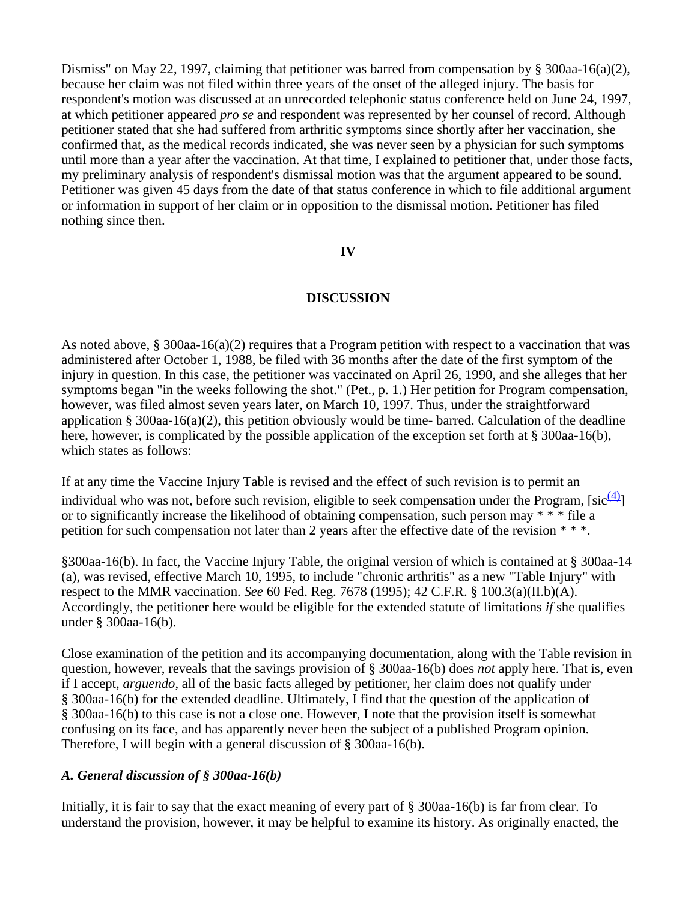Dismiss" on May 22, 1997, claiming that petitioner was barred from compensation by § 300aa-16(a)(2), because her claim was not filed within three years of the onset of the alleged injury. The basis for respondent's motion was discussed at an unrecorded telephonic status conference held on June 24, 1997, at which petitioner appeared *pro se* and respondent was represented by her counsel of record. Although petitioner stated that she had suffered from arthritic symptoms since shortly after her vaccination, she confirmed that, as the medical records indicated, she was never seen by a physician for such symptoms until more than a year after the vaccination. At that time, I explained to petitioner that, under those facts, my preliminary analysis of respondent's dismissal motion was that the argument appeared to be sound. Petitioner was given 45 days from the date of that status conference in which to file additional argument or information in support of her claim or in opposition to the dismissal motion. Petitioner has filed nothing since then.

## IV

## DISCUSSION

As noted above, § 300aa-16(a)(2) requires that a Program petition with respect to a vaccination that was administered after October 1, 1988, be filed with 36 months after the date of the first symptom of the injury in question. In this case, the petitioner was vaccinated on April 26, 1990, and she alleges that her symptoms began "in the weeks following the shot." (Pet., p. 1.) Her petition for Program compensation, however, was filed almost seven years later, on March 10, 1997. Thus, under the straightforward application § 300aa-16(a)(2), this petition obviously would be time- barred. Calculation of the deadline here, however, is complicated by the possible application of the exception set forth at § 300aa-16(b), which states as follows:

If at any time the Vaccine Injury Table is revised and the effect of such revision is to permit an individual who was not, before such revision, eligible to seek compensation under the Program, [sic[4]] or to significantly increase the likelihood of obtaining compensation, such person may * * * file a petition for such compensation not later than 2 years after the effective date of the revision * * *.

§300aa-16(b). In fact, the Vaccine Injury Table, the original version of which is contained at § 300aa-14 (a), was revised, effective March 10, 1995, to include "chronic arthritis" as a new "Table Injury" with respect to the MMR vaccination. *See* 60 Fed. Reg. 7678 (1995); 42 C.F.R. § 100.3(a)(II.b)(A). Accordingly, the petitioner here would be eligible for the extended statute of limitations *if* she qualifies under § 300aa-16(b).

Close examination of the petition and its accompanying documentation, along with the Table revision in question, however, reveals that the savings provision of § 300aa-16(b) does *not* apply here. That is, even if I accept, *arguendo,* all of the basic facts alleged by petitioner, her claim does not qualify under § 300aa-16(b) for the extended deadline. Ultimately, I find that the question of the application of § 300aa-16(b) to this case is not a close one. However, I note that the provision itself is somewhat confusing on its face, and has apparently never been the subject of a published Program opinion. Therefore, I will begin with a general discussion of § 300aa-16(b).

### *A. General discussion of § 300aa-16(b)*

Initially, it is fair to say that the exact meaning of every part of § 300aa-16(b) is far from clear. To understand the provision, however, it may be helpful to examine its history. As originally enacted, the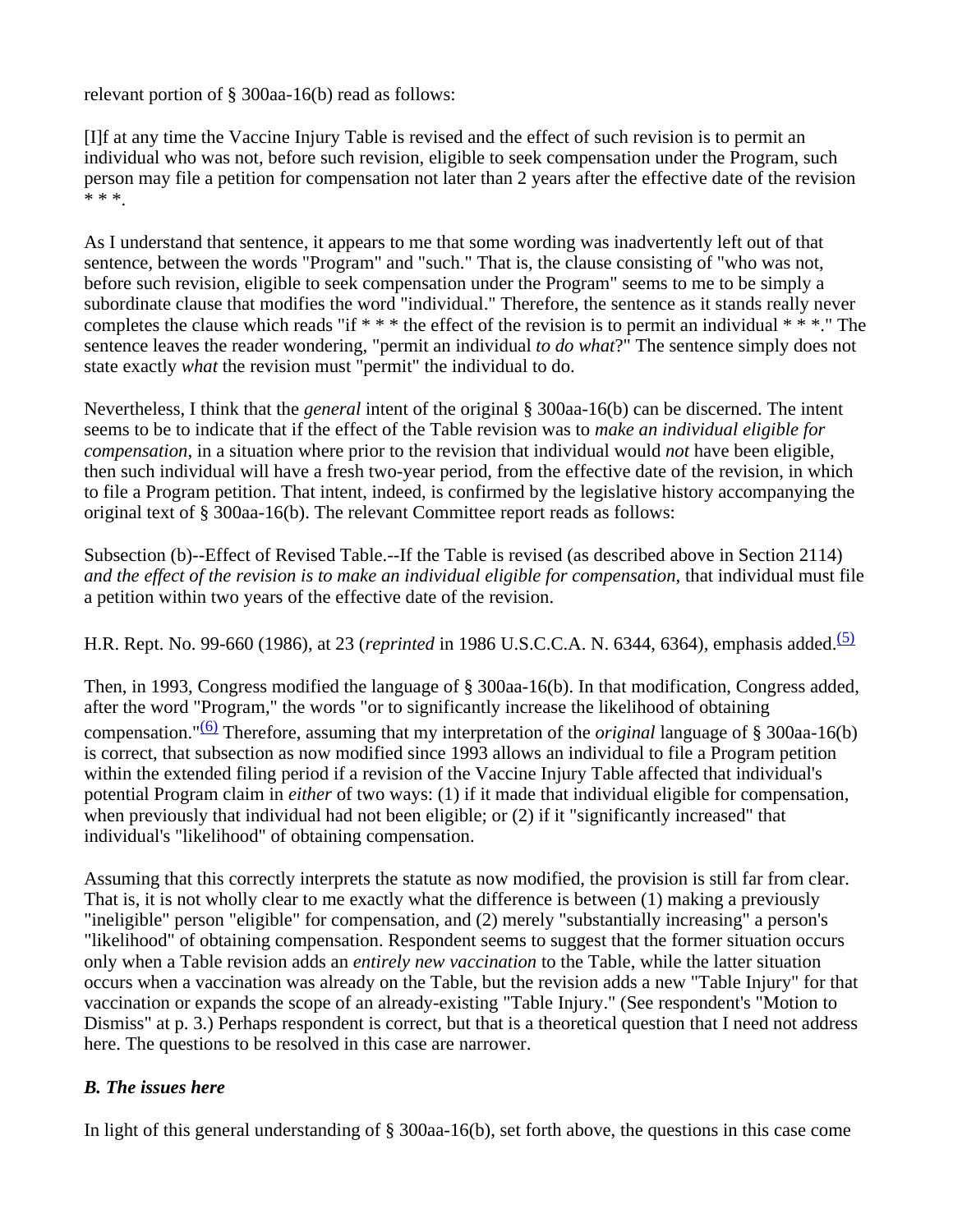relevant portion of § 300aa-16(b) read as follows:

[I]f at any time the Vaccine Injury Table is revised and the effect of such revision is to permit an individual who was not, before such revision, eligible to seek compensation under the Program, such person may file a petition for compensation not later than 2 years after the effective date of the revision * * *.

As I understand that sentence, it appears to me that some wording was inadvertently left out of that sentence, between the words "Program" and "such." That is, the clause consisting of "who was not, before such revision, eligible to seek compensation under the Program" seems to me to be simply a subordinate clause that modifies the word "individual." Therefore, the sentence as it stands really never completes the clause which reads "if * * * the effect of the revision is to permit an individual * * *." The sentence leaves the reader wondering, "permit an individual *to do what*?" The sentence simply does not state exactly *what* the revision must "permit" the individual to do.

Nevertheless, I think that the *general* intent of the original § 300aa-16(b) can be discerned. The intent seems to be to indicate that if the effect of the Table revision was to *make an individual eligible for compensation*, in a situation where prior to the revision that individual would *not* have been eligible, then such individual will have a fresh two-year period, from the effective date of the revision, in which to file a Program petition. That intent, indeed, is confirmed by the legislative history accompanying the original text of § 300aa-16(b). The relevant Committee report reads as follows:

Subsection (b)--Effect of Revised Table.--If the Table is revised (as described above in Section 2114) *and the effect of the revision is to make an individual eligible for compensation*, that individual must file a petition within two years of the effective date of the revision.

H.R. Rept. No. 99-660 (1986), at 23 (*reprinted* in 1986 U.S.C.C.A. N. 6344, 6364), emphasis added.[(5)]

Then, in 1993, Congress modified the language of § 300aa-16(b). In that modification, Congress added, after the word "Program," the words "or to significantly increase the likelihood of obtaining compensation."[(6)] Therefore, assuming that my interpretation of the *original* language of § 300aa-16(b) is correct, that subsection as now modified since 1993 allows an individual to file a Program petition within the extended filing period if a revision of the Vaccine Injury Table affected that individual's potential Program claim in *either* of two ways: (1) if it made that individual eligible for compensation, when previously that individual had not been eligible; or (2) if it "significantly increased" that individual's "likelihood" of obtaining compensation.

Assuming that this correctly interprets the statute as now modified, the provision is still far from clear. That is, it is not wholly clear to me exactly what the difference is between (1) making a previously "ineligible" person "eligible" for compensation, and (2) merely "substantially increasing" a person's "likelihood" of obtaining compensation. Respondent seems to suggest that the former situation occurs only when a Table revision adds an *entirely new vaccination* to the Table, while the latter situation occurs when a vaccination was already on the Table, but the revision adds a new "Table Injury" for that vaccination or expands the scope of an already-existing "Table Injury." (See respondent's "Motion to Dismiss" at p. 3.) Perhaps respondent is correct, but that is a theoretical question that I need not address here. The questions to be resolved in this case are narrower.

### *B. The issues here*

In light of this general understanding of § 300aa-16(b), set forth above, the questions in this case come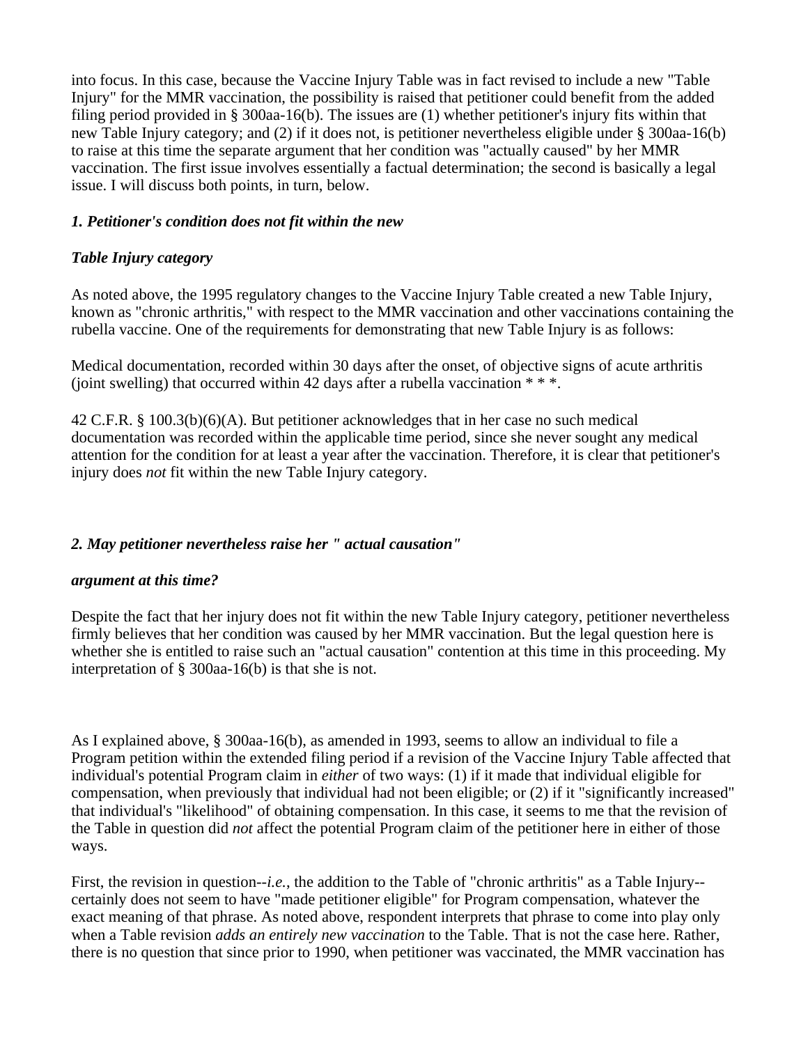into focus. In this case, because the Vaccine Injury Table was in fact revised to include a new "Table Injury" for the MMR vaccination, the possibility is raised that petitioner could benefit from the added filing period provided in § 300aa-16(b). The issues are (1) whether petitioner's injury fits within that new Table Injury category; and (2) if it does not, is petitioner nevertheless eligible under § 300aa-16(b) to raise at this time the separate argument that her condition was "actually caused" by her MMR vaccination. The first issue involves essentially a factual determination; the second is basically a legal issue. I will discuss both points, in turn, below.

### *1. Petitioner's condition does not fit within the new Table Injury category*

As noted above, the 1995 regulatory changes to the Vaccine Injury Table created a new Table Injury, known as "chronic arthritis," with respect to the MMR vaccination and other vaccinations containing the rubella vaccine. One of the requirements for demonstrating that new Table Injury is as follows:

Medical documentation, recorded within 30 days after the onset, of objective signs of acute arthritis (joint swelling) that occurred within 42 days after a rubella vaccination * * *.

42 C.F.R. § 100.3(b)(6)(A). But petitioner acknowledges that in her case no such medical documentation was recorded within the applicable time period, since she never sought any medical attention for the condition for at least a year after the vaccination. Therefore, it is clear that petitioner's injury does *not* fit within the new Table Injury category.

### *2. May petitioner nevertheless raise her " actual causation" argument at this time?*

Despite the fact that her injury does not fit within the new Table Injury category, petitioner nevertheless firmly believes that her condition was caused by her MMR vaccination. But the legal question here is whether she is entitled to raise such an "actual causation" contention at this time in this proceeding. My interpretation of § 300aa-16(b) is that she is not.

As I explained above, § 300aa-16(b), as amended in 1993, seems to allow an individual to file a Program petition within the extended filing period if a revision of the Vaccine Injury Table affected that individual's potential Program claim in *either* of two ways: (1) if it made that individual eligible for compensation, when previously that individual had not been eligible; or (2) if it "significantly increased" that individual's "likelihood" of obtaining compensation. In this case, it seems to me that the revision of the Table in question did *not* affect the potential Program claim of the petitioner here in either of those ways.

First, the revision in question--*i.e.*, the addition to the Table of "chronic arthritis" as a Table Injury--certainly does not seem to have "made petitioner eligible" for Program compensation, whatever the exact meaning of that phrase. As noted above, respondent interprets that phrase to come into play only when a Table revision *adds an entirely new vaccination* to the Table. That is not the case here. Rather, there is no question that since prior to 1990, when petitioner was vaccinated, the MMR vaccination has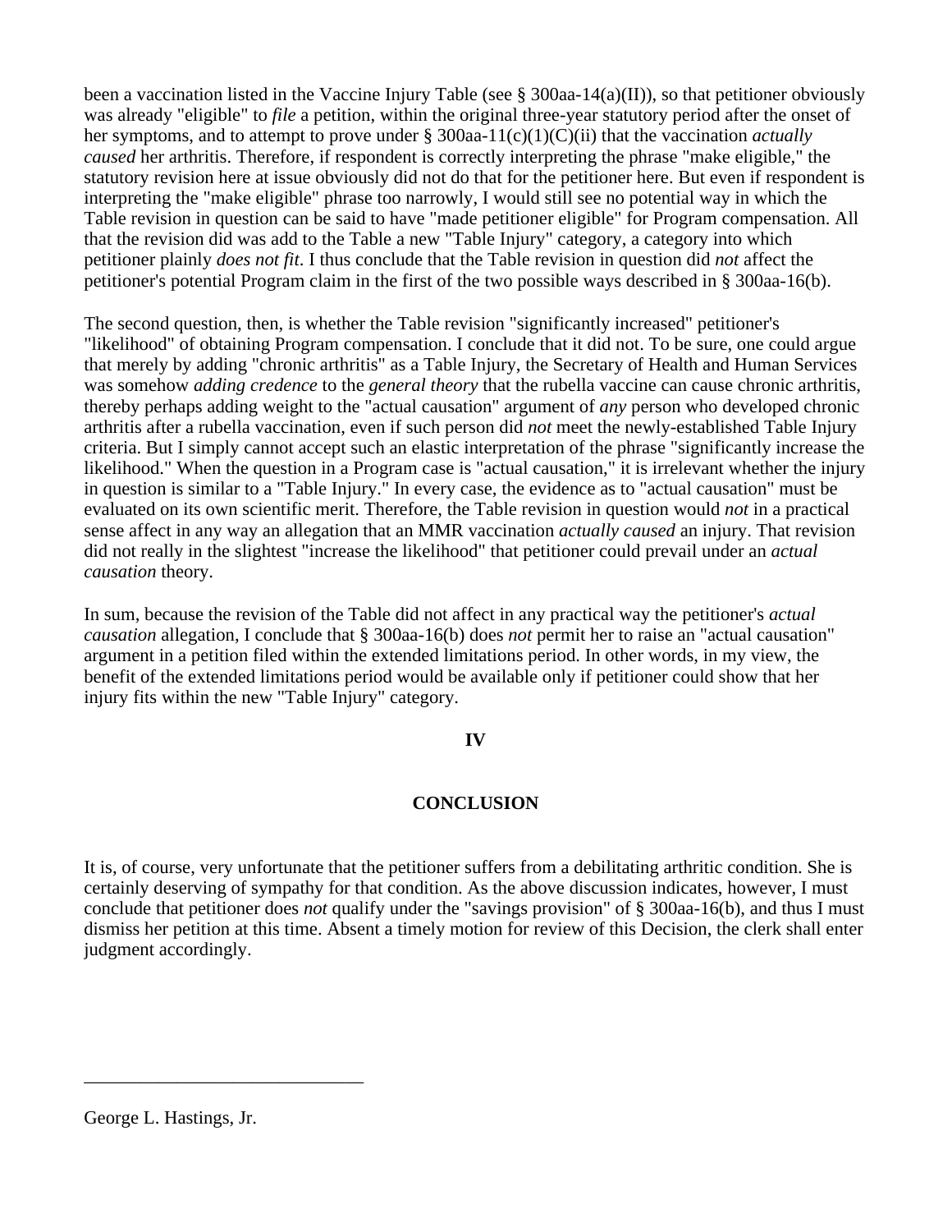been a vaccination listed in the Vaccine Injury Table (see § 300aa-14(a)(II)), so that petitioner obviously was already "eligible" to *file* a petition, within the original three-year statutory period after the onset of her symptoms, and to attempt to prove under § 300aa-11(c)(1)(C)(ii) that the vaccination *actually caused* her arthritis. Therefore, if respondent is correctly interpreting the phrase "make eligible," the statutory revision here at issue obviously did not do that for the petitioner here. But even if respondent is interpreting the "make eligible" phrase too narrowly, I would still see no potential way in which the Table revision in question can be said to have "made petitioner eligible" for Program compensation. All that the revision did was add to the Table a new "Table Injury" category, a category into which petitioner plainly *does not fit*. I thus conclude that the Table revision in question did *not* affect the petitioner's potential Program claim in the first of the two possible ways described in § 300aa-16(b).

The second question, then, is whether the Table revision "significantly increased" petitioner's "likelihood" of obtaining Program compensation. I conclude that it did not. To be sure, one could argue that merely by adding "chronic arthritis" as a Table Injury, the Secretary of Health and Human Services was somehow *adding credence* to the *general theory* that the rubella vaccine can cause chronic arthritis, thereby perhaps adding weight to the "actual causation" argument of *any* person who developed chronic arthritis after a rubella vaccination, even if such person did *not* meet the newly-established Table Injury criteria. But I simply cannot accept such an elastic interpretation of the phrase "significantly increase the likelihood." When the question in a Program case is "actual causation," it is irrelevant whether the injury in question is similar to a "Table Injury." In every case, the evidence as to "actual causation" must be evaluated on its own scientific merit. Therefore, the Table revision in question would *not* in a practical sense affect in any way an allegation that an MMR vaccination *actually caused* an injury. That revision did not really in the slightest "increase the likelihood" that petitioner could prevail under an *actual causation* theory.

In sum, because the revision of the Table did not affect in any practical way the petitioner's *actual causation* allegation, I conclude that § 300aa-16(b) does *not* permit her to raise an "actual causation" argument in a petition filed within the extended limitations period. In other words, in my view, the benefit of the extended limitations period would be available only if petitioner could show that her injury fits within the new "Table Injury" category.

## IV

## CONCLUSION

It is, of course, very unfortunate that the petitioner suffers from a debilitating arthritic condition. She is certainly deserving of sympathy for that condition. As the above discussion indicates, however, I must conclude that petitioner does *not* qualify under the "savings provision" of § 300aa-16(b), and thus I must dismiss her petition at this time. Absent a timely motion for review of this Decision, the clerk shall enter judgment accordingly.

\_\_\_\_\_\_\_\_\_\_\_\_\_\_\_\_\_\_\_\_\_\_\_\_\_\_\_\_\_\_

George L. Hastings, Jr.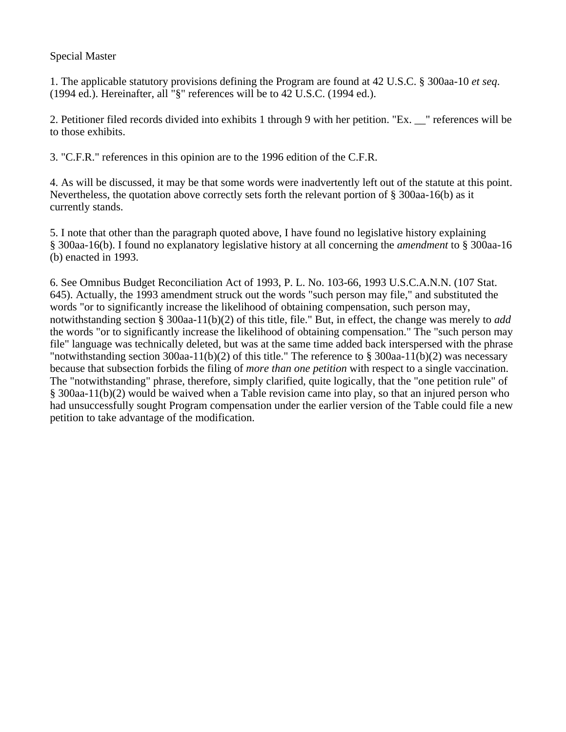Special Master

1. The applicable statutory provisions defining the Program are found at 42 U.S.C. § 300aa-10 *et seq*. (1994 ed.). Hereinafter, all "§" references will be to 42 U.S.C. (1994 ed.).

2. Petitioner filed records divided into exhibits 1 through 9 with her petition. "Ex. __" references will be to those exhibits.

3. "C.F.R." references in this opinion are to the 1996 edition of the C.F.R.

4. As will be discussed, it may be that some words were inadvertently left out of the statute at this point. Nevertheless, the quotation above correctly sets forth the relevant portion of § 300aa-16(b) as it currently stands.

5. I note that other than the paragraph quoted above, I have found no legislative history explaining § 300aa-16(b). I found no explanatory legislative history at all concerning the *amendment* to § 300aa-16 (b) enacted in 1993.

6. See Omnibus Budget Reconciliation Act of 1993, P. L. No. 103-66, 1993 U.S.C.A.N.N. (107 Stat. 645). Actually, the 1993 amendment struck out the words "such person may file," and substituted the words "or to significantly increase the likelihood of obtaining compensation, such person may, notwithstanding section § 300aa-11(b)(2) of this title, file." But, in effect, the change was merely to *add* the words "or to significantly increase the likelihood of obtaining compensation." The "such person may file" language was technically deleted, but was at the same time added back interspersed with the phrase "notwithstanding section 300aa-11(b)(2) of this title." The reference to § 300aa-11(b)(2) was necessary because that subsection forbids the filing of *more than one petition* with respect to a single vaccination. The "notwithstanding" phrase, therefore, simply clarified, quite logically, that the "one petition rule" of § 300aa-11(b)(2) would be waived when a Table revision came into play, so that an injured person who had unsuccessfully sought Program compensation under the earlier version of the Table could file a new petition to take advantage of the modification.